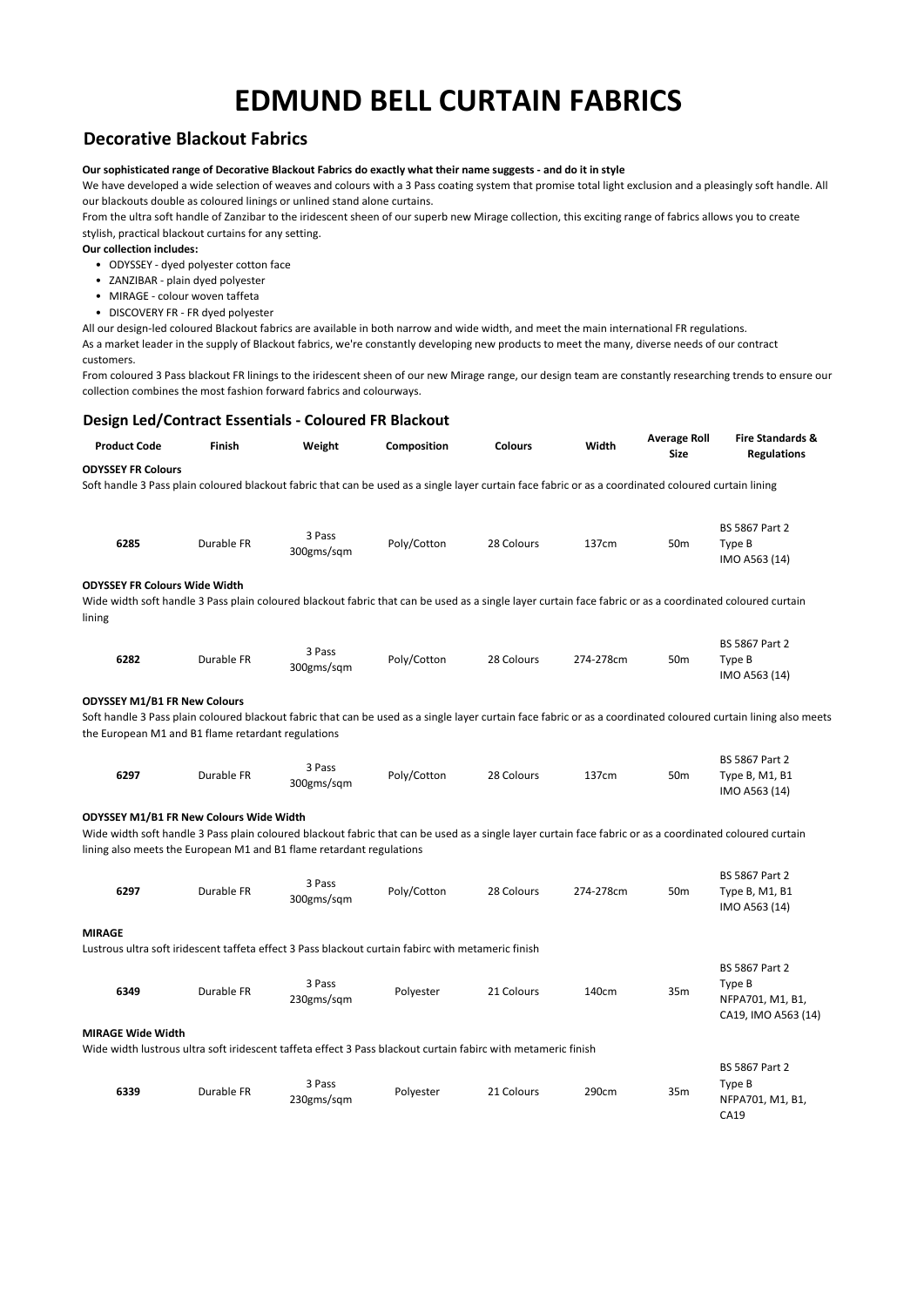# EDMUND BELL CURTAIN FABRICS

## Decorative Blackout Fabrics

**Our sophisticated range of Decorative Blackout Fabrics do exactly what their name suggests - and do it in style**

We have developed a wide selection of weaves and colours with a 3 Pass coating system that promise total light exclusion and a pleasingly soft handle. All our blackouts double as coloured linings or unlined stand alone curtains.

From the ultra soft handle of Zanzibar to the iridescent sheen of our superb new Mirage collection, this exciting range of fabrics allows you to create stylish, practical blackout curtains for any setting.

**Our collection includes:**

- ODYSSEY - dyed polyester cotton face
- ZANZIBAR - plain dyed polyester
- MIRAGE - colour woven taffeta
- DISCOVERY FR - FR dyed polyester

All our design-led coloured Blackout fabrics are available in both narrow and wide width, and meet the main international FR regulations.

As a market leader in the supply of Blackout fabrics, we're constantly developing new products to meet the many, diverse needs of our contract customers.

From coloured 3 Pass blackout FR linings to the iridescent sheen of our new Mirage range, our design team are constantly researching trends to ensure our collection combines the most fashion forward fabrics and colourways.

## Design Led/Contract Essentials - Coloured FR Blackout

| Product Code | Finish | Weight | Composition | Colours | Width | Average Roll Size | Fire Standards & Regulations |
|---|---|---|---|---|---|---|---|
| **ODYSSEY FR Colours** | | | | | | | |
| Soft handle 3 Pass plain coloured blackout fabric that can be used as a single layer curtain face fabric or as a coordinated coloured curtain lining | | | | | | | |
| **6285** | Durable FR | 3 Pass 300gms/sqm | Poly/Cotton | 28 Colours | 137cm | 50m | BS 5867 Part 2 Type B IMO A563 (14) |
| **ODYSSEY FR Colours Wide Width** | | | | | | | |
| Wide width soft handle 3 Pass plain coloured blackout fabric that can be used as a single layer curtain face fabric or as a coordinated coloured curtain lining | | | | | | | |
| **6282** | Durable FR | 3 Pass 300gms/sqm | Poly/Cotton | 28 Colours | 274-278cm | 50m | BS 5867 Part 2 Type B IMO A563 (14) |
| **ODYSSEY M1/B1 FR New Colours** | | | | | | | |
| Soft handle 3 Pass plain coloured blackout fabric that can be used as a single layer curtain face fabric or as a coordinated coloured curtain lining also meets the European M1 and B1 flame retardant regulations | | | | | | | |
| **6297** | Durable FR | 3 Pass 300gms/sqm | Poly/Cotton | 28 Colours | 137cm | 50m | BS 5867 Part 2 Type B, M1, B1 IMO A563 (14) |
| **ODYSSEY M1/B1 FR New Colours Wide Width** | | | | | | | |
| Wide width soft handle 3 Pass plain coloured blackout fabric that can be used as a single layer curtain face fabric or as a coordinated coloured curtain lining also meets the European M1 and B1 flame retardant regulations | | | | | | | |
| **6297** | Durable FR | 3 Pass 300gms/sqm | Poly/Cotton | 28 Colours | 274-278cm | 50m | BS 5867 Part 2 Type B, M1, B1 IMO A563 (14) |
| **MIRAGE** | | | | | | | |
| Lustrous ultra soft iridescent taffeta effect 3 Pass blackout curtain fabirc with metameric finish | | | | | | | |
| **6349** | Durable FR | 3 Pass 230gms/sqm | Polyester | 21 Colours | 140cm | 35m | BS 5867 Part 2 Type B NFPA701, M1, B1, CA19, IMO A563 (14) |
| **MIRAGE Wide Width** | | | | | | | |
| Wide width lustrous ultra soft iridescent taffeta effect 3 Pass blackout curtain fabirc with metameric finish | | | | | | | |
| **6339** | Durable FR | 3 Pass 230gms/sqm | Polyester | 21 Colours | 290cm | 35m | BS 5867 Part 2 Type B NFPA701, M1, B1, CA19 |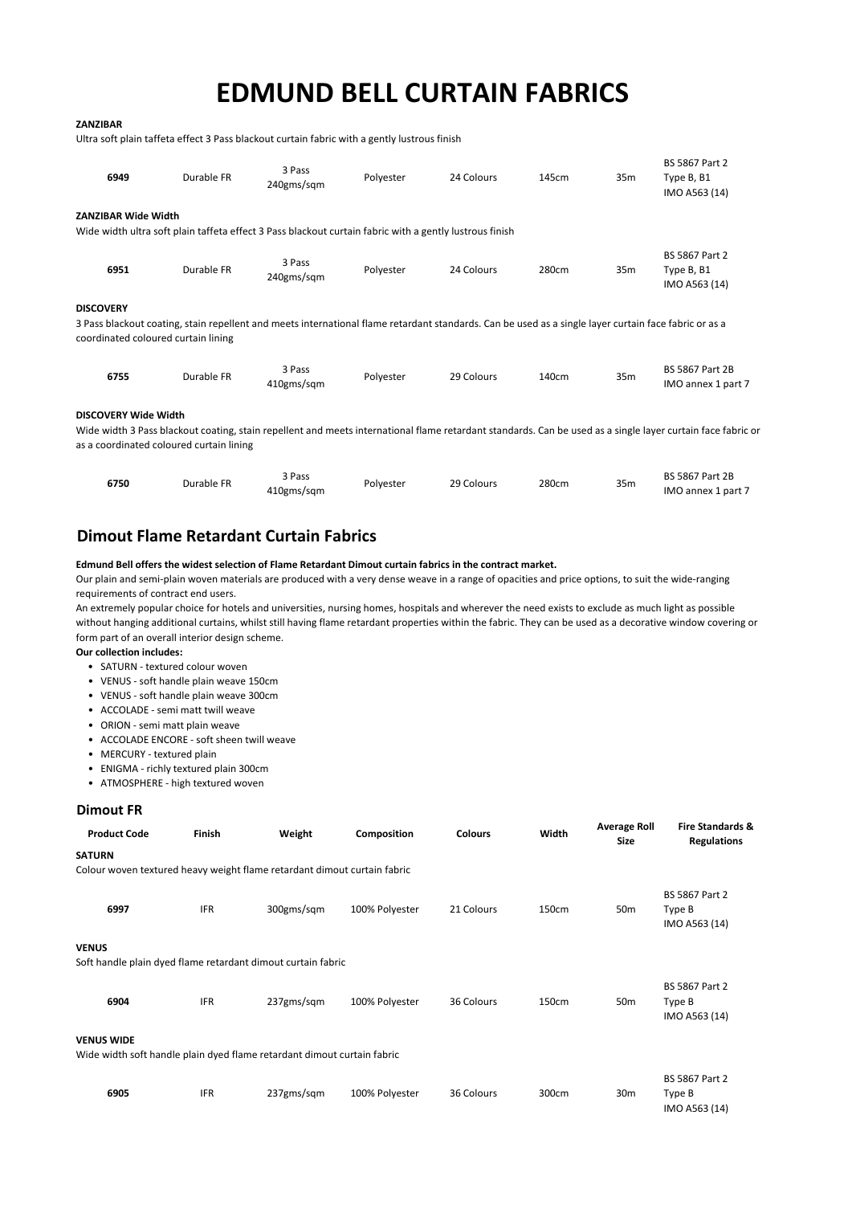# EDMUND BELL CURTAIN FABRICS

**ZANZIBAR**

Ultra soft plain taffeta effect 3 Pass blackout curtain fabric with a gently lustrous finish

| | | | | | | | |
|---|---|---|---|---|---|---|---|
| **6949** | Durable FR | 3 Pass 240gms/sqm | Polyester | 24 Colours | 145cm | 35m | BS 5867 Part 2 Type B, B1 IMO A563 (14) |

**ZANZIBAR Wide Width**

Wide width ultra soft plain taffeta effect 3 Pass blackout curtain fabric with a gently lustrous finish

| | | | | | | | |
|---|---|---|---|---|---|---|---|
| **6951** | Durable FR | 3 Pass 240gms/sqm | Polyester | 24 Colours | 280cm | 35m | BS 5867 Part 2 Type B, B1 IMO A563 (14) |

**DISCOVERY**

3 Pass blackout coating, stain repellent and meets international flame retardant standards. Can be used as a single layer curtain face fabric or as a coordinated coloured curtain lining

| | | | | | | | |
|---|---|---|---|---|---|---|---|
| **6755** | Durable FR | 3 Pass 410gms/sqm | Polyester | 29 Colours | 140cm | 35m | BS 5867 Part 2B IMO annex 1 part 7 |

**DISCOVERY Wide Width**

Wide width 3 Pass blackout coating, stain repellent and meets international flame retardant standards. Can be used as a single layer curtain face fabric or as a coordinated coloured curtain lining

| | | | | | | | |
|---|---|---|---|---|---|---|---|
| **6750** | Durable FR | 3 Pass 410gms/sqm | Polyester | 29 Colours | 280cm | 35m | BS 5867 Part 2B IMO annex 1 part 7 |

## Dimout Flame Retardant Curtain Fabrics

**Edmund Bell offers the widest selection of Flame Retardant Dimout curtain fabrics in the contract market.**

Our plain and semi-plain woven materials are produced with a very dense weave in a range of opacities and price options, to suit the wide-ranging requirements of contract end users.

An extremely popular choice for hotels and universities, nursing homes, hospitals and wherever the need exists to exclude as much light as possible without hanging additional curtains, whilst still having flame retardant properties within the fabric. They can be used as a decorative window covering or form part of an overall interior design scheme.

**Our collection includes:**

- SATURN - textured colour woven
- VENUS - soft handle plain weave 150cm
- VENUS - soft handle plain weave 300cm
- ACCOLADE - semi matt twill weave
- ORION - semi matt plain weave
- ACCOLADE ENCORE - soft sheen twill weave
- MERCURY - textured plain
- ENIGMA - richly textured plain 300cm
- ATMOSPHERE - high textured woven

## Dimout FR

| Product Code | Finish | Weight | Composition | Colours | Width | Average Roll Size | Fire Standards & Regulations |
|---|---|---|---|---|---|---|---|
| **SATURN** | | | | | | | |
| Colour woven textured heavy weight flame retardant dimout curtain fabric | | | | | | | |
| **6997** | IFR | 300gms/sqm | 100% Polyester | 21 Colours | 150cm | 50m | BS 5867 Part 2 Type B IMO A563 (14) |
| **VENUS** | | | | | | | |
| Soft handle plain dyed flame retardant dimout curtain fabric | | | | | | | |
| **6904** | IFR | 237gms/sqm | 100% Polyester | 36 Colours | 150cm | 50m | BS 5867 Part 2 Type B IMO A563 (14) |
| **VENUS WIDE** | | | | | | | |
| Wide width soft handle plain dyed flame retardant dimout curtain fabric | | | | | | | |
| **6905** | IFR | 237gms/sqm | 100% Polyester | 36 Colours | 300cm | 30m | BS 5867 Part 2 Type B IMO A563 (14) |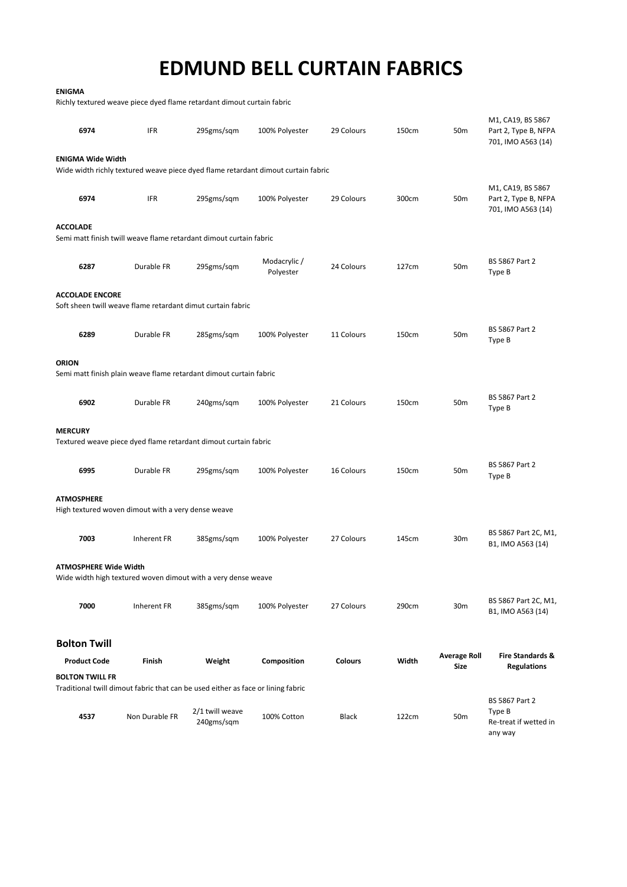# EDMUND BELL CURTAIN FABRICS

**ENIGMA**

Richly textured weave piece dyed flame retardant dimout curtain fabric

| | | | | | | | |
|---|---|---|---|---|---|---|---|
| 6974 | IFR | 295gms/sqm | 100% Polyester | 29 Colours | 150cm | 50m | M1, CA19, BS 5867 Part 2, Type B, NFPA 701, IMO A563 (14) |

**ENIGMA Wide Width**

Wide width richly textured weave piece dyed flame retardant dimout curtain fabric

| | | | | | | | |
|---|---|---|---|---|---|---|---|
| 6974 | IFR | 295gms/sqm | 100% Polyester | 29 Colours | 300cm | 50m | M1, CA19, BS 5867 Part 2, Type B, NFPA 701, IMO A563 (14) |

**ACCOLADE**

Semi matt finish twill weave flame retardant dimout curtain fabric

| | | | | | | | |
|---|---|---|---|---|---|---|---|
| 6287 | Durable FR | 295gms/sqm | Modacrylic / Polyester | 24 Colours | 127cm | 50m | BS 5867 Part 2 Type B |

**ACCOLADE ENCORE**

Soft sheen twill weave flame retardant dimut curtain fabric

| | | | | | | | |
|---|---|---|---|---|---|---|---|
| 6289 | Durable FR | 285gms/sqm | 100% Polyester | 11 Colours | 150cm | 50m | BS 5867 Part 2 Type B |

**ORION**

Semi matt finish plain weave flame retardant dimout curtain fabric

| | | | | | | | |
|---|---|---|---|---|---|---|---|
| 6902 | Durable FR | 240gms/sqm | 100% Polyester | 21 Colours | 150cm | 50m | BS 5867 Part 2 Type B |

**MERCURY**

Textured weave piece dyed flame retardant dimout curtain fabric

| | | | | | | | |
|---|---|---|---|---|---|---|---|
| 6995 | Durable FR | 295gms/sqm | 100% Polyester | 16 Colours | 150cm | 50m | BS 5867 Part 2 Type B |

**ATMOSPHERE**

High textured woven dimout with a very dense weave

| | | | | | | | |
|---|---|---|---|---|---|---|---|
| 7003 | Inherent FR | 385gms/sqm | 100% Polyester | 27 Colours | 145cm | 30m | BS 5867 Part 2C, M1, B1, IMO A563 (14) |

**ATMOSPHERE Wide Width**

Wide width high textured woven dimout with a very dense weave

| | | | | | | | |
|---|---|---|---|---|---|---|---|
| 7000 | Inherent FR | 385gms/sqm | 100% Polyester | 27 Colours | 290cm | 30m | BS 5867 Part 2C, M1, B1, IMO A563 (14) |

## Bolton Twill

**BOLTON TWILL FR**

Traditional twill dimout fabric that can be used either as face or lining fabric

| Product Code | Finish | Weight | Composition | Colours | Width | Average Roll Size | Fire Standards & Regulations |
|---|---|---|---|---|---|---|---|
| 4537 | Non Durable FR | 2/1 twill weave 240gms/sqm | 100% Cotton | Black | 122cm | 50m | BS 5867 Part 2 Type B Re-treat if wetted in any way |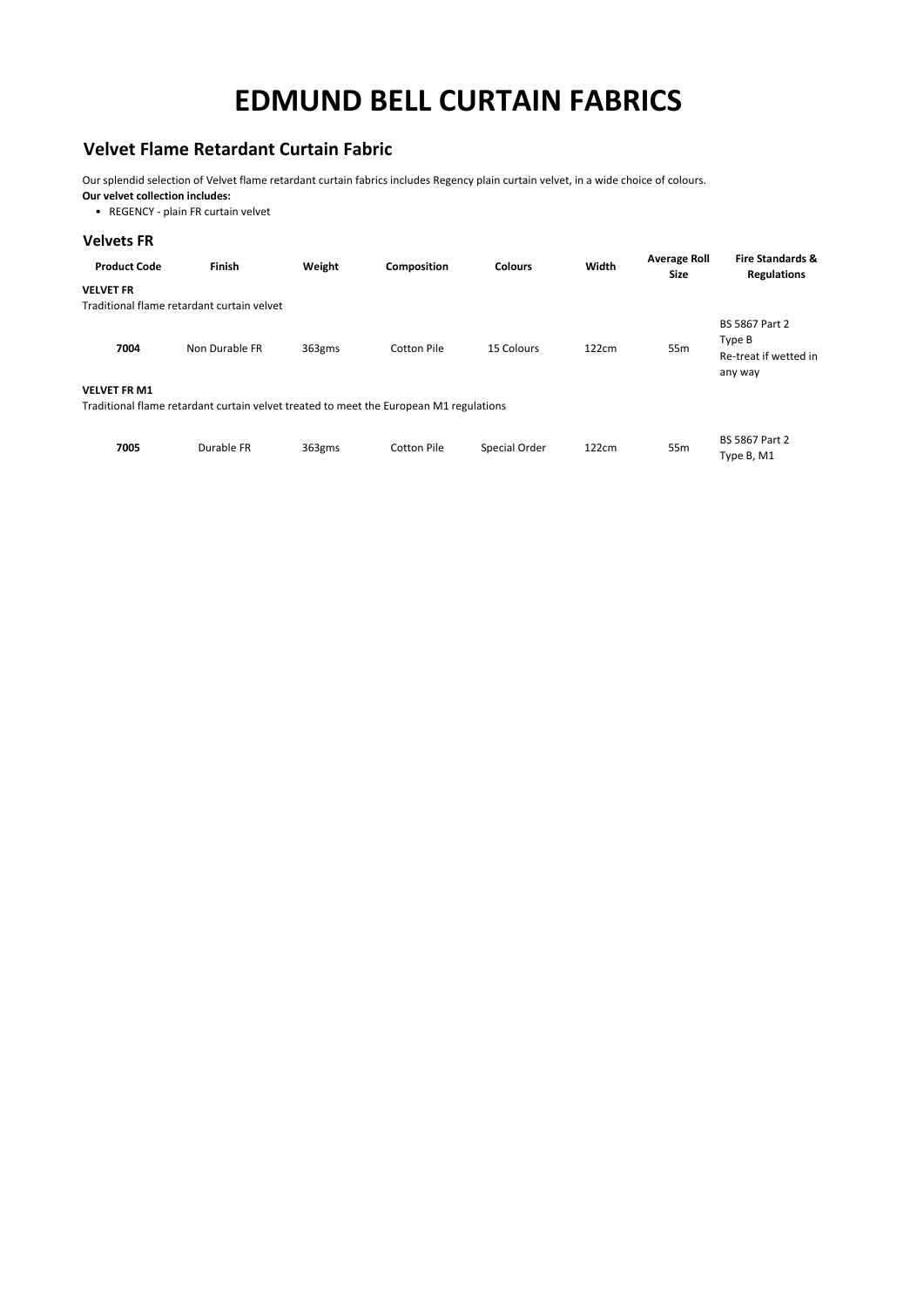# EDMUND BELL CURTAIN FABRICS

## Velvet Flame Retardant Curtain Fabric

Our splendid selection of Velvet flame retardant curtain fabrics includes Regency plain curtain velvet, in a wide choice of colours.

**Our velvet collection includes:**

- REGENCY - plain FR curtain velvet

### Velvets FR

| Product Code | Finish | Weight | Composition | Colours | Width | Average Roll Size | Fire Standards & Regulations |
|---|---|---|---|---|---|---|---|
| **VELVET FR** | | | | | | | |
| Traditional flame retardant curtain velvet | | | | | | | |
| **7004** | Non Durable FR | 363gms | Cotton Pile | 15 Colours | 122cm | 55m | BS 5867 Part 2 Type B Re-treat if wetted in any way |
| **VELVET FR M1** | | | | | | | |
| Traditional flame retardant curtain velvet treated to meet the European M1 regulations | | | | | | | |
| **7005** | Durable FR | 363gms | Cotton Pile | Special Order | 122cm | 55m | BS 5867 Part 2 Type B, M1 |